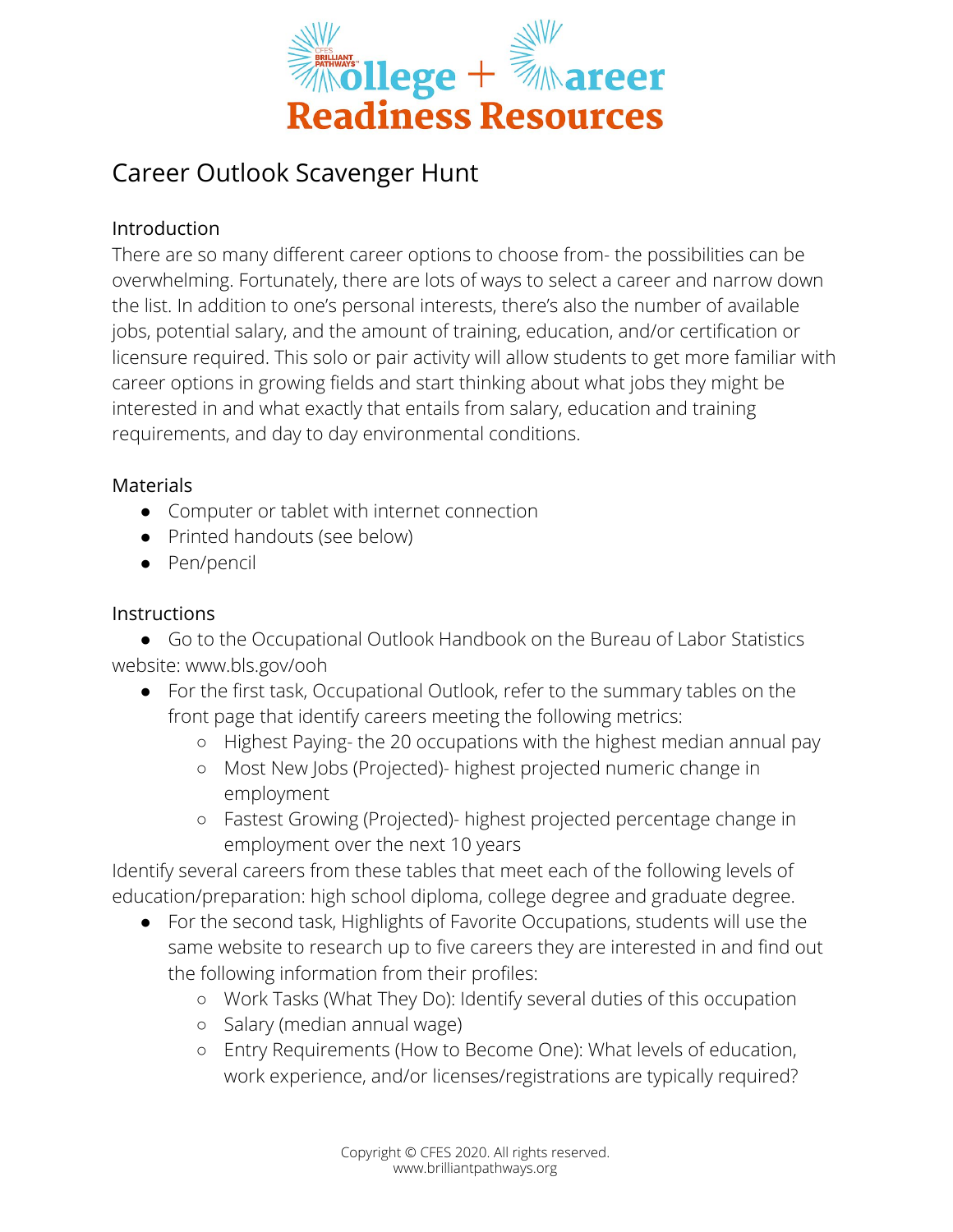# College + Career Readiness Resources

## Career Outlook Scavenger Hunt

### Introduction

There are so many different career options to choose from- the possibilities can be overwhelming. Fortunately, there are lots of ways to select a career and narrow down the list. In addition to one's personal interests, there's also the number of available jobs, potential salary, and the amount of training, education, and/or certification or licensure required. This solo or pair activity will allow students to get more familiar with career options in growing fields and start thinking about what jobs they might be interested in and what exactly that entails from salary, education and training requirements, and day to day environmental conditions.

### Materials

- Computer or tablet with internet connection
- Printed handouts (see below)
- Pen/pencil

### Instructions

- Go to the Occupational Outlook Handbook on the Bureau of Labor Statistics website: www.bls.gov/ooh
- For the first task, Occupational Outlook, refer to the summary tables on the front page that identify careers meeting the following metrics:
  - Highest Paying- the 20 occupations with the highest median annual pay
  - Most New Jobs (Projected)- highest projected numeric change in employment
  - Fastest Growing (Projected)- highest projected percentage change in employment over the next 10 years

Identify several careers from these tables that meet each of the following levels of education/preparation: high school diploma, college degree and graduate degree.

- For the second task, Highlights of Favorite Occupations, students will use the same website to research up to five careers they are interested in and find out the following information from their profiles:
  - Work Tasks (What They Do): Identify several duties of this occupation
  - Salary (median annual wage)
  - Entry Requirements (How to Become One): What levels of education, work experience, and/or licenses/registrations are typically required?

Copyright © CFES 2020. All rights reserved.
www.brilliantpathways.org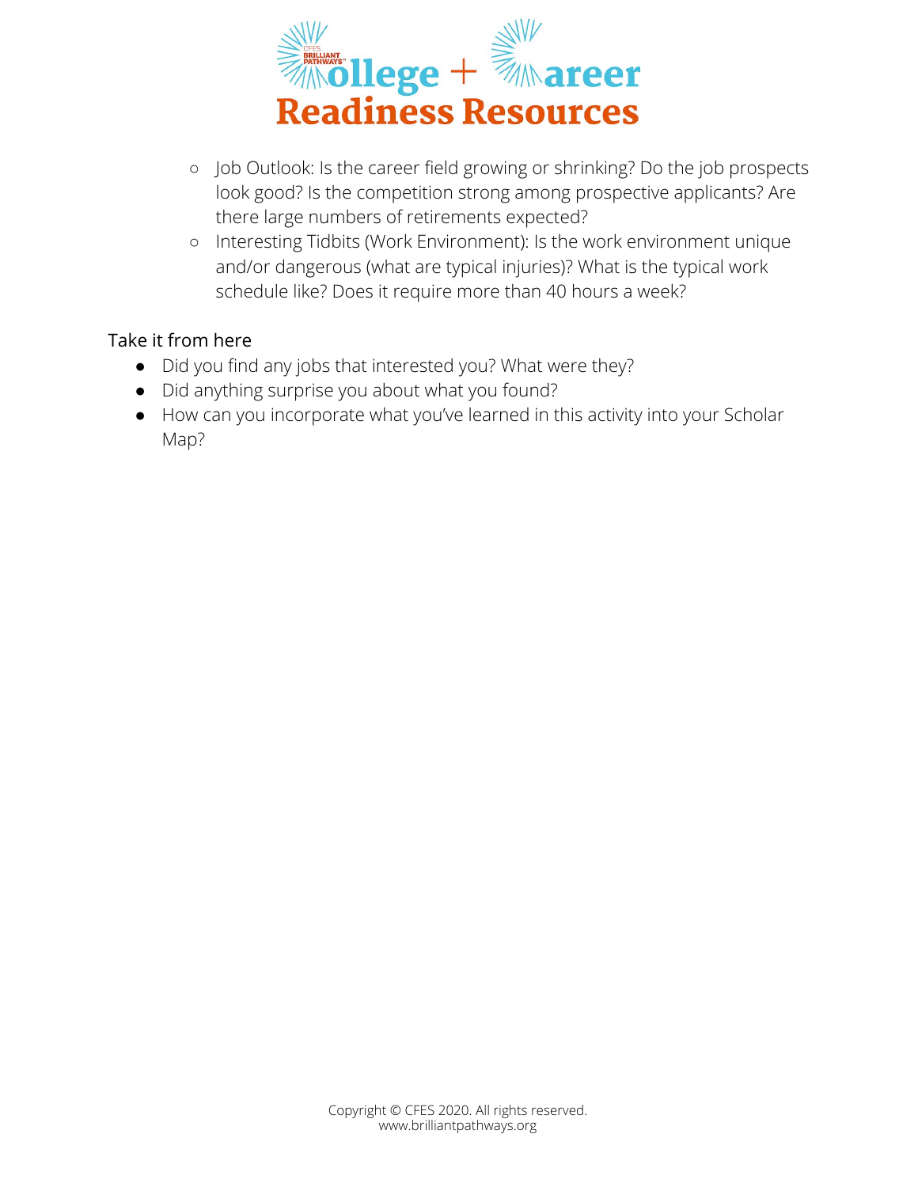- Job Outlook: Is the career field growing or shrinking? Do the job prospects look good? Is the competition strong among prospective applicants? Are there large numbers of retirements expected?
- Interesting Tidbits (Work Environment): Is the work environment unique and/or dangerous (what are typical injuries)? What is the typical work schedule like? Does it require more than 40 hours a week?

Take it from here

- Did you find any jobs that interested you? What were they?
- Did anything surprise you about what you found?
- How can you incorporate what you've learned in this activity into your Scholar Map?

Copyright © CFES 2020. All rights reserved.
www.brilliantpathways.org